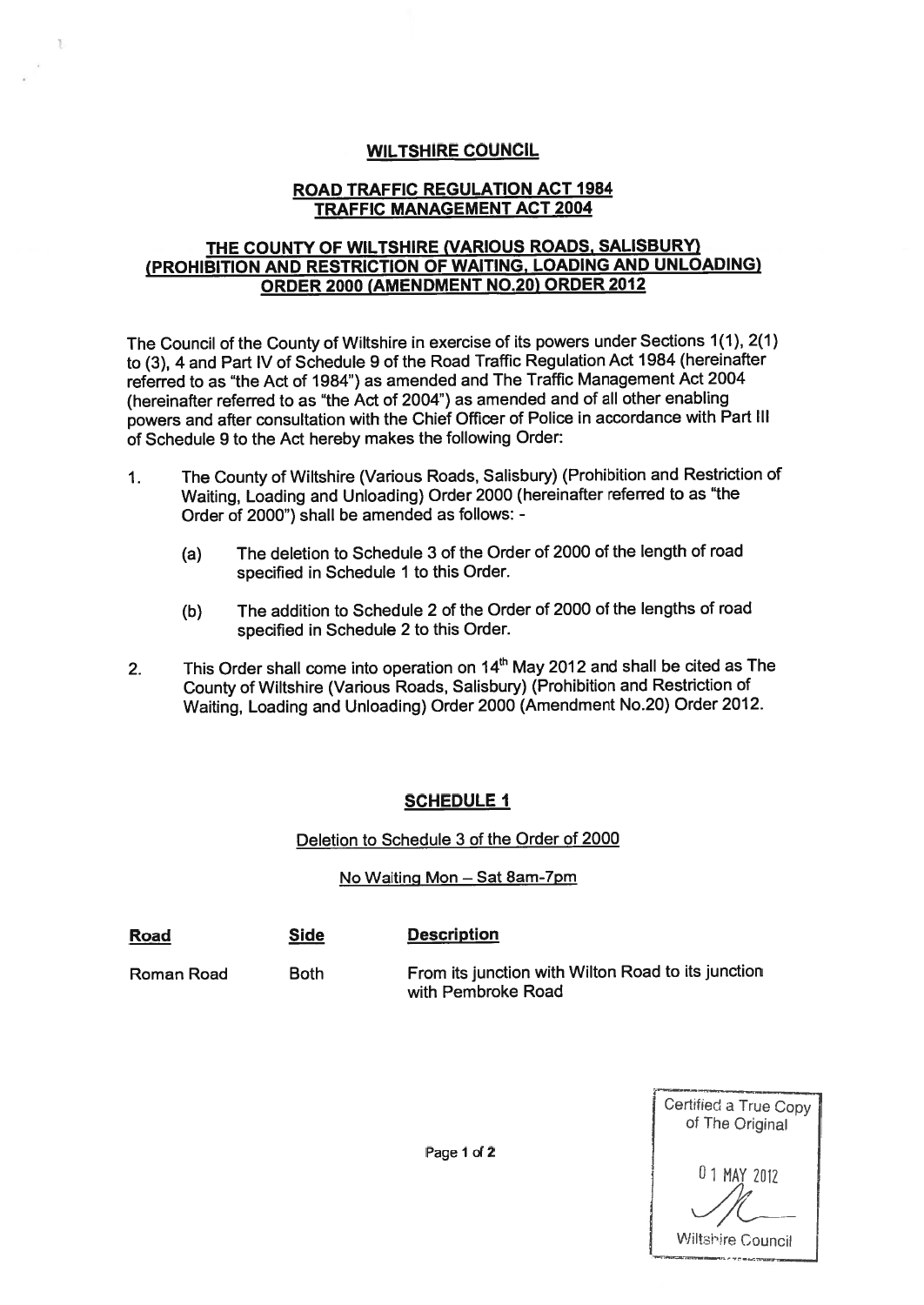**WILTSHIRE COUNCIL**

**ROAD TRAFFIC REGULATION ACT 1984**
**TRAFFIC MANAGEMENT ACT 2004**

**THE COUNTY OF WILTSHIRE (VARIOUS ROADS, SALISBURY) (PROHIBITION AND RESTRICTION OF WAITING, LOADING AND UNLOADING) ORDER 2000 (AMENDMENT NO.20) ORDER 2012**

The Council of the County of Wiltshire in exercise of its powers under Sections 1(1), 2(1) to (3), 4 and Part IV of Schedule 9 of the Road Traffic Regulation Act 1984 (hereinafter referred to as "the Act of 1984") as amended and The Traffic Management Act 2004 (hereinafter referred to as "the Act of 2004") as amended and of all other enabling powers and after consultation with the Chief Officer of Police in accordance with Part III of Schedule 9 to the Act hereby makes the following Order:

1. The County of Wiltshire (Various Roads, Salisbury) (Prohibition and Restriction of Waiting, Loading and Unloading) Order 2000 (hereinafter referred to as "the Order of 2000") shall be amended as follows: -

   (a) The deletion to Schedule 3 of the Order of 2000 of the length of road specified in Schedule 1 to this Order.

   (b) The addition to Schedule 2 of the Order of 2000 of the lengths of road specified in Schedule 2 to this Order.

2. This Order shall come into operation on 14th May 2012 and shall be cited as The County of Wiltshire (Various Roads, Salisbury) (Prohibition and Restriction of Waiting, Loading and Unloading) Order 2000 (Amendment No.20) Order 2012.

**SCHEDULE 1**

Deletion to Schedule 3 of the Order of 2000

No Waiting Mon – Sat 8am-7pm

| **Road** | **Side** | **Description** |
|---|---|---|
| Roman Road | Both | From its junction with Wilton Road to its junction with Pembroke Road |

Certified a True Copy of The Original
01 MAY 2012
Wiltshire Council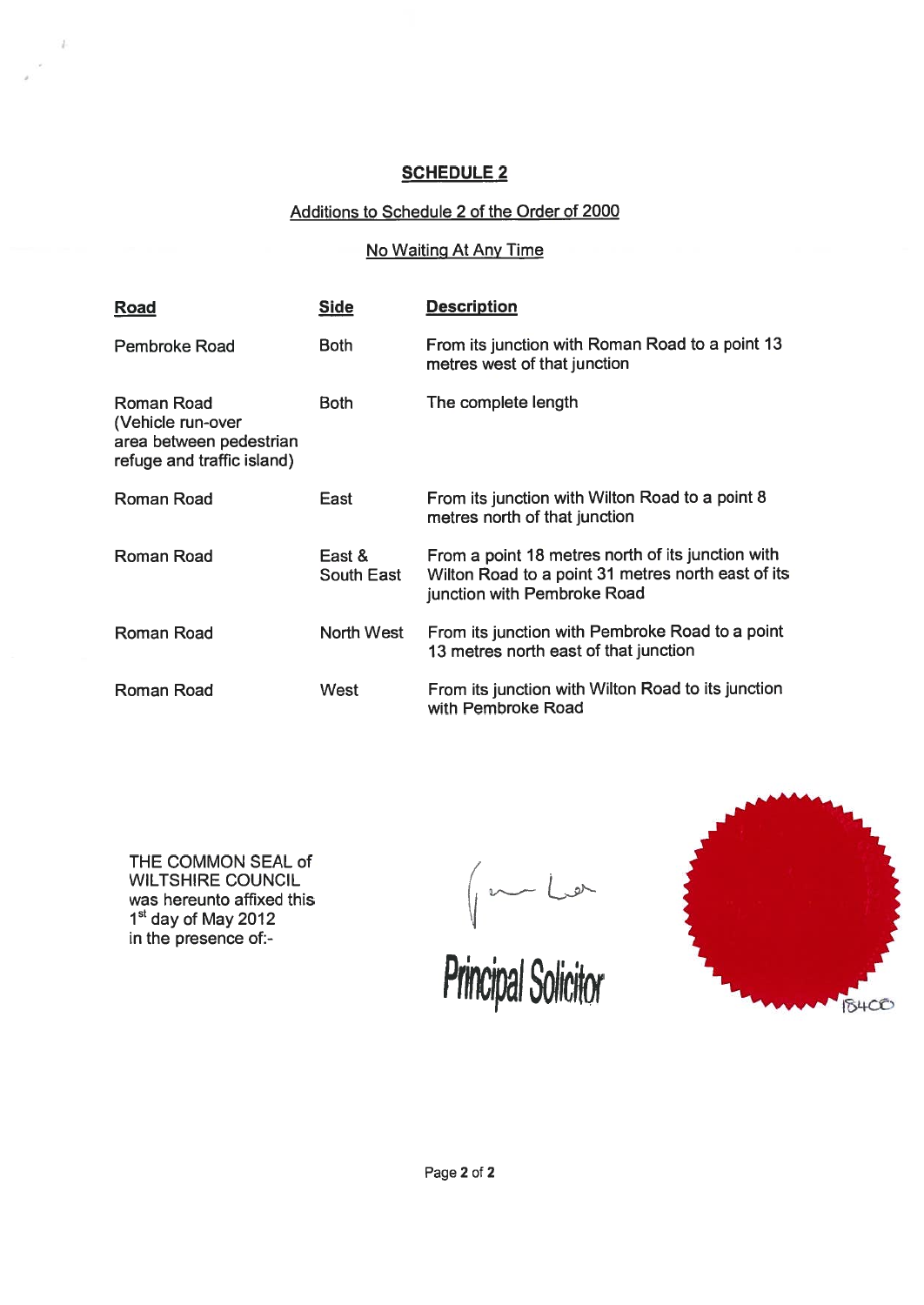## SCHEDULE 2

Additions to Schedule 2 of the Order of 2000

No Waiting At Any Time

| Road | Side | Description |
|---|---|---|
| Pembroke Road | Both | From its junction with Roman Road to a point 13 metres west of that junction |
| Roman Road (Vehicle run-over area between pedestrian refuge and traffic island) | Both | The complete length |
| Roman Road | East | From its junction with Wilton Road to a point 8 metres north of that junction |
| Roman Road | East & South East | From a point 18 metres north of its junction with Wilton Road to a point 31 metres north east of its junction with Pembroke Road |
| Roman Road | North West | From its junction with Pembroke Road to a point 13 metres north east of that junction |
| Roman Road | West | From its junction with Wilton Road to its junction with Pembroke Road |

THE COMMON SEAL of
WILTSHIRE COUNCIL
was hereunto affixed this
1st day of May 2012
in the presence of:-

Principal Solicitor

18400